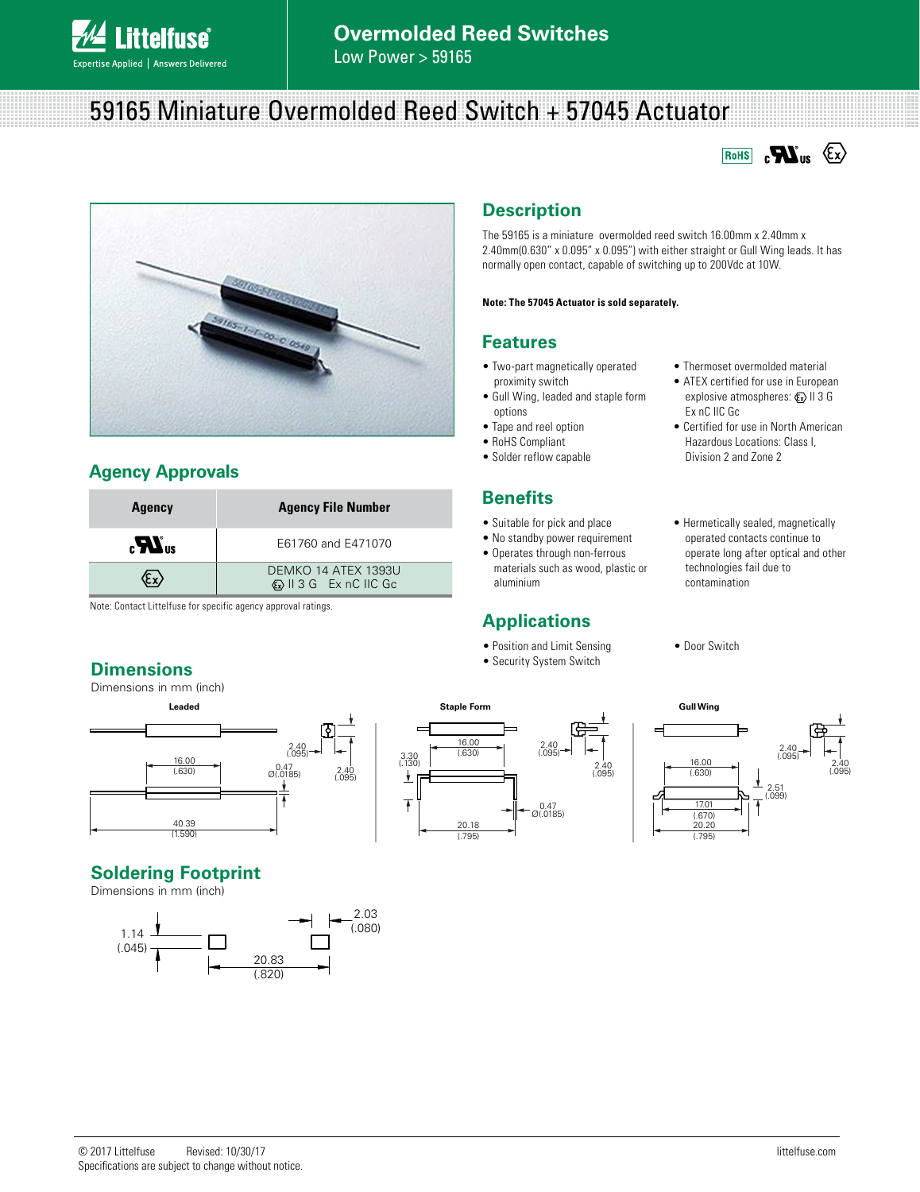# 59165 Miniature Overmolded Reed Switch + 57045 Actuator

## Description

The 59165 is a miniature overmolded reed switch 16.00mm x 2.40mm x 2.40mm(0.630" x 0.095" x 0.095") with either straight or Gull Wing leads. It has normally open contact, capable of switching up to 200Vdc at 10W.

**Note: The 57045 Actuator is sold separately.**

## Features

- Two-part magnetically operated proximity switch
- Gull Wing, leaded and staple form options
- Tape and reel option
- RoHS Compliant
- Solder reflow capable
- Thermoset overmolded material
- ATEX certified for use in European explosive atmospheres: Ex II 3 G Ex nC IIC Gc
- Certified for use in North American Hazardous Locations: Class I, Division 2 and Zone 2

## Benefits

- Suitable for pick and place
- No standby power requirement
- Operates through non-ferrous materials such as wood, plastic or aluminium
- Hermetically sealed, magnetically operated contacts continue to operate long after optical and other technologies fail due to contamination

## Applications

- Position and Limit Sensing
- Security System Switch
- Door Switch

## Agency Approvals

| Agency | Agency File Number |
|---|---|
| cULus | E61760 and E471070 |
| Ex | DEMKO 14 ATEX 1393U<br>Ex II 3 G Ex nC IIC Gc |

Note: Contact Littelfuse for specific agency approval ratings.

## Dimensions

Dimensions in mm (inch)

**Leaded**

16.00 (.630); 2.40 (.095); 0.47 Ø(.0185); 2.40 (.095); 40.39 (1.590)

**Staple Form**

16.00 (.630); 3.30 (.130); 2.40 (.095); 2.40 (.095); 0.47 Ø(.0185); 20.18 (.795)

**Gull Wing**

16.00 (.630); 2.40 (.095); 2.40 (.095); 2.51 (.099); 17.01 (.670); 20.20 (.795)

## Soldering Footprint

Dimensions in mm (inch)

1.14 (.045); 2.03 (.080); 20.83 (.820)

© 2017 Littelfuse Revised: 10/30/17
Specifications are subject to change without notice.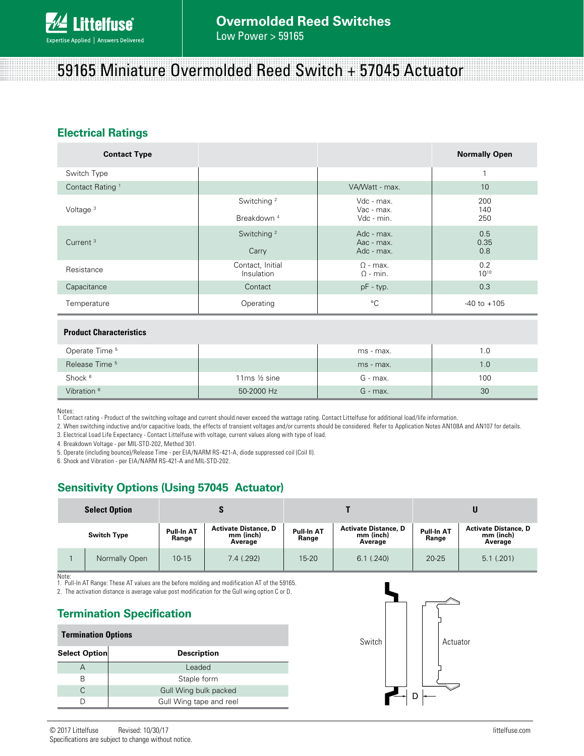# 59165 Miniature Overmolded Reed Switch + 57045 Actuator

## Electrical Ratings

| Contact Type | | | Normally Open |
|---|---|---|---|
| Switch Type | | | 1 |
| Contact Rating [1] | | VA/Watt - max. | 10 |
| Voltage [3] | Switching [2]<br><br>Breakdown [4] | Vdc - max.<br>Vac - max.<br>Vdc - min. | 200<br>140<br>250 |
| Current [3] | Switching [2]<br><br>Carry | Adc - max.<br>Aac - max.<br>Adc - max. | 0.5<br>0.35<br>0.8 |
| Resistance | Contact, Initial<br>Insulation | Ω - max.<br>Ω - min. | 0.2<br>$10^{10}$ |
| Capacitance | Contact | pF - typ. | 0.3 |
| Temperature | Operating | °C | -40 to +105 |
| **Product Characteristics** | | | |
| Operate Time [5] | | ms - max. | 1.0 |
| Release Time [5] | | ms - max. | 1.0 |
| Shock [6] | 11ms ½ sine | G - max. | 100 |
| Vibration [6] | 50-2000 Hz | G - max. | 30 |

Notes:
1. Contact rating - Product of the switching voltage and current should never exceed the wattage rating. Contact Littelfuse for additional load/life information.
2. When switching inductive and/or capacitive loads, the effects of transient voltages and/or currents should be considered. Refer to Application Notes AN108A and AN107 for details.
3. Electrical Load Life Expectancy - Contact Littelfuse with voltage, current values along with type of load.
4. Breakdown Voltage - per MIL-STD-202, Method 301.
5. Operate (including bounce)/Release Time - per EIA/NARM RS-421-A, diode suppressed coil (Coil II).
6. Shock and Vibration - per EIA/NARM RS-421-A and MIL-STD-202.

## Sensitivity Options (Using 57045 Actuator)

| Select Option | | S | | T | | U | |
|---|---|---|---|---|---|---|---|
| Switch Type | | Pull-In AT Range | Activate Distance, D mm (inch) Average | Pull-In AT Range | Activate Distance, D mm (inch) Average | Pull-In AT Range | Activate Distance, D mm (inch) Average |
| 1 | Normally Open | 10-15 | 7.4 (.292) | 15-20 | 6.1 (.240) | 20-25 | 5.1 (.201) |

Note:
1. Pull-In AT Range: These AT values are the before molding and modification AT of the 59165.
2. The activation distance is average value post modification for the Gull wing option C or D.

Switch

Actuator

D

## Termination Specification

| Termination Options | |
|---|---|
| **Select Option** | **Description** |
| A | Leaded |
| B | Staple form |
| C | Gull Wing bulk packed |
| D | Gull Wing tape and reel |

© 2017 Littelfuse Revised: 10/30/17
Specifications are subject to change without notice.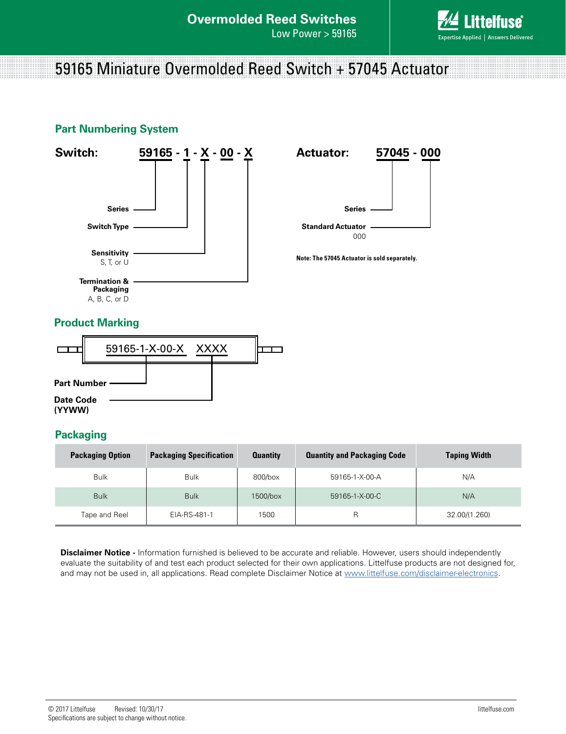# 59165 Miniature Overmolded Reed Switch + 57045 Actuator

## Part Numbering System

**Switch:** **59165 - 1 - X - 00 - X**

- **Series**
- **Switch Type**
- **Sensitivity** — S, T, or U
- **Termination & Packaging** — A, B, C, or D

**Actuator:** **57045 - 000**

- **Series**
- **Standard Actuator** — 000

**Note: The 57045 Actuator is sold separately.**

## Product Marking

59165-1-X-00-X XXXX

- **Part Number**
- **Date Code (YYWW)**

## Packaging

| Packaging Option | Packaging Specification | Quantity | Quantity and Packaging Code | Taping Width |
|---|---|---|---|---|
| Bulk | Bulk | 800/box | 59165-1-X-00-A | N/A |
| Bulk | Bulk | 1500/box | 59165-1-X-00-C | N/A |
| Tape and Reel | EIA-RS-481-1 | 1500 | R | 32.00/(1.260) |

**Disclaimer Notice -** Information furnished is believed to be accurate and reliable. However, users should independently evaluate the suitability of and test each product selected for their own applications. Littelfuse products are not designed for, and may not be used in, all applications. Read complete Disclaimer Notice at www.littelfuse.com/disclaimer-electronics.